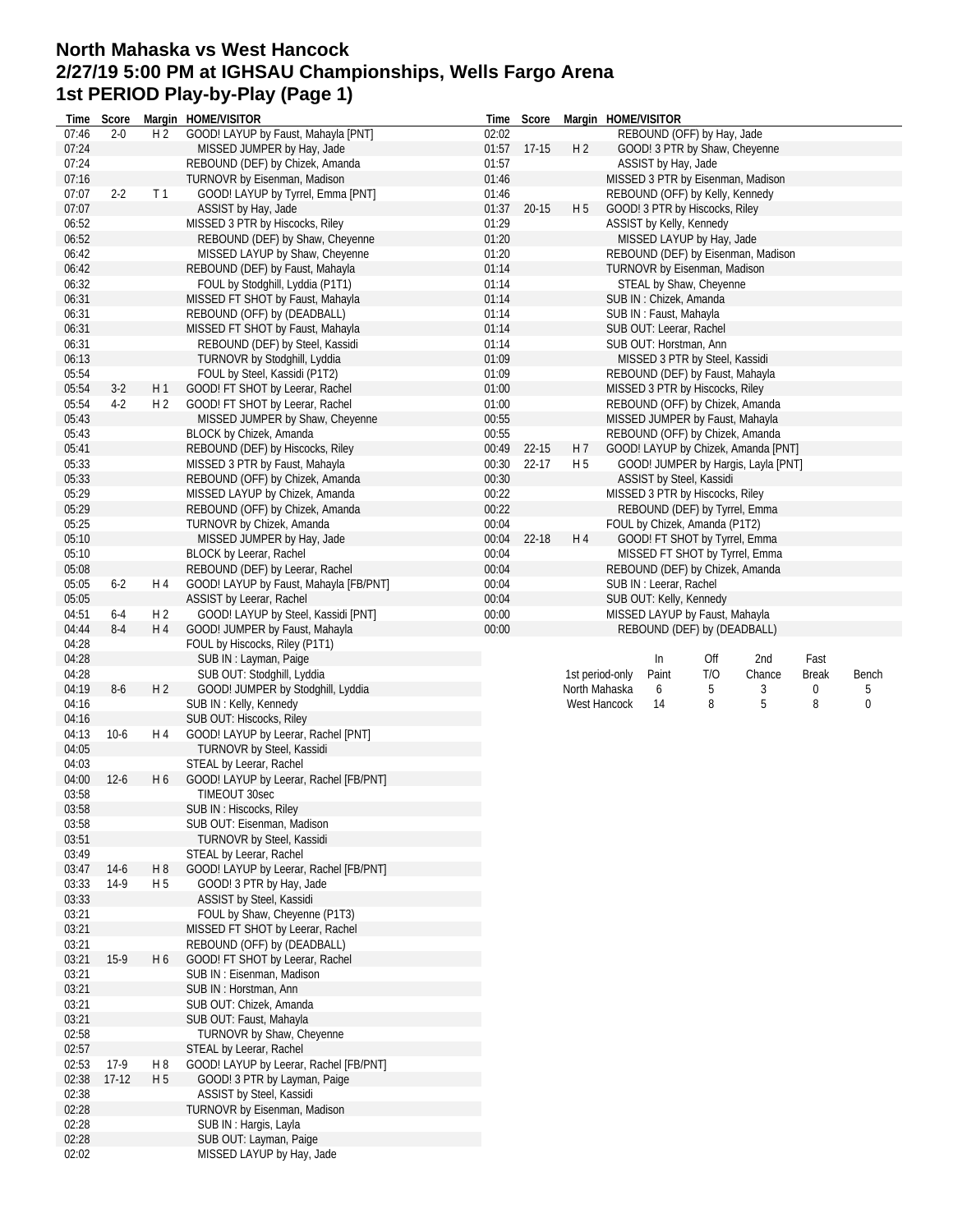# North Mahaska vs West Hancock
## 2/27/19 5:00 PM at IGHSAU Championships, Wells Fargo Arena
## 1st PERIOD Play-by-Play (Page 1)

| Time | Score | Margin | HOME/VISITOR |
|---|---|---|---|
| 07:46 | 2-0 | H 2 | GOOD! LAYUP by Faust, Mahayla [PNT] |
| 07:24 | | | MISSED JUMPER by Hay, Jade |
| 07:24 | | | REBOUND (DEF) by Chizek, Amanda |
| 07:16 | | | TURNOVR by Eisenman, Madison |
| 07:07 | 2-2 | T 1 | GOOD! LAYUP by Tyrrel, Emma [PNT] |
| 07:07 | | | ASSIST by Hay, Jade |
| 06:52 | | | MISSED 3 PTR by Hiscocks, Riley |
| 06:52 | | | REBOUND (DEF) by Shaw, Cheyenne |
| 06:42 | | | MISSED LAYUP by Shaw, Cheyenne |
| 06:42 | | | REBOUND (DEF) by Faust, Mahayla |
| 06:32 | | | FOUL by Stodghill, Lyddia (P1T1) |
| 06:31 | | | MISSED FT SHOT by Faust, Mahayla |
| 06:31 | | | REBOUND (OFF) by (DEADBALL) |
| 06:31 | | | MISSED FT SHOT by Faust, Mahayla |
| 06:31 | | | REBOUND (DEF) by Steel, Kassidi |
| 06:13 | | | TURNOVR by Stodghill, Lyddia |
| 05:54 | | | FOUL by Steel, Kassidi (P1T2) |
| 05:54 | 3-2 | H 1 | GOOD! FT SHOT by Leerar, Rachel |
| 05:54 | 4-2 | H 2 | GOOD! FT SHOT by Leerar, Rachel |
| 05:43 | | | MISSED JUMPER by Shaw, Cheyenne |
| 05:43 | | | BLOCK by Chizek, Amanda |
| 05:41 | | | REBOUND (DEF) by Hiscocks, Riley |
| 05:33 | | | MISSED 3 PTR by Faust, Mahayla |
| 05:33 | | | REBOUND (OFF) by Chizek, Amanda |
| 05:29 | | | MISSED LAYUP by Chizek, Amanda |
| 05:29 | | | REBOUND (OFF) by Chizek, Amanda |
| 05:25 | | | TURNOVR by Chizek, Amanda |
| 05:10 | | | MISSED JUMPER by Hay, Jade |
| 05:10 | | | BLOCK by Leerar, Rachel |
| 05:08 | | | REBOUND (DEF) by Leerar, Rachel |
| 05:05 | 6-2 | H 4 | GOOD! LAYUP by Faust, Mahayla [FB/PNT] |
| 05:05 | | | ASSIST by Leerar, Rachel |
| 04:51 | 6-4 | H 2 | GOOD! LAYUP by Steel, Kassidi [PNT] |
| 04:44 | 8-4 | H 4 | GOOD! JUMPER by Faust, Mahayla |
| 04:28 | | | FOUL by Hiscocks, Riley (P1T1) |
| 04:28 | | | SUB IN : Layman, Paige |
| 04:28 | | | SUB OUT: Stodghill, Lyddia |
| 04:19 | 8-6 | H 2 | GOOD! JUMPER by Stodghill, Lyddia |
| 04:16 | | | SUB IN : Kelly, Kennedy |
| 04:16 | | | SUB OUT: Hiscocks, Riley |
| 04:13 | 10-6 | H 4 | GOOD! LAYUP by Leerar, Rachel [PNT] |
| 04:05 | | | TURNOVR by Steel, Kassidi |
| 04:03 | | | STEAL by Leerar, Rachel |
| 04:00 | 12-6 | H 6 | GOOD! LAYUP by Leerar, Rachel [FB/PNT] |
| 03:58 | | | TIMEOUT 30sec |
| 03:58 | | | SUB IN : Hiscocks, Riley |
| 03:58 | | | SUB OUT: Eisenman, Madison |
| 03:51 | | | TURNOVR by Steel, Kassidi |
| 03:49 | | | STEAL by Leerar, Rachel |
| 03:47 | 14-6 | H 8 | GOOD! LAYUP by Leerar, Rachel [FB/PNT] |
| 03:33 | 14-9 | H 5 | GOOD! 3 PTR by Hay, Jade |
| 03:33 | | | ASSIST by Steel, Kassidi |
| 03:21 | | | FOUL by Shaw, Cheyenne (P1T3) |
| 03:21 | | | MISSED FT SHOT by Leerar, Rachel |
| 03:21 | | | REBOUND (OFF) by (DEADBALL) |
| 03:21 | 15-9 | H 6 | GOOD! FT SHOT by Leerar, Rachel |
| 03:21 | | | SUB IN : Eisenman, Madison |
| 03:21 | | | SUB IN : Horstman, Ann |
| 03:21 | | | SUB OUT: Chizek, Amanda |
| 03:21 | | | SUB OUT: Faust, Mahayla |
| 02:58 | | | TURNOVR by Shaw, Cheyenne |
| 02:57 | | | STEAL by Leerar, Rachel |
| 02:53 | 17-9 | H 8 | GOOD! LAYUP by Leerar, Rachel [FB/PNT] |
| 02:38 | 17-12 | H 5 | GOOD! 3 PTR by Layman, Paige |
| 02:38 | | | ASSIST by Steel, Kassidi |
| 02:28 | | | TURNOVR by Eisenman, Madison |
| 02:28 | | | SUB IN : Hargis, Layla |
| 02:28 | | | SUB OUT: Layman, Paige |
| 02:02 | | | MISSED LAYUP by Hay, Jade |
| 02:02 | | | REBOUND (OFF) by Hay, Jade |
| 01:57 | 17-15 | H 2 | GOOD! 3 PTR by Shaw, Cheyenne |
| 01:57 | | | ASSIST by Hay, Jade |
| 01:46 | | | MISSED 3 PTR by Eisenman, Madison |
| 01:46 | | | REBOUND (OFF) by Kelly, Kennedy |
| 01:37 | 20-15 | H 5 | GOOD! 3 PTR by Hiscocks, Riley |
| 01:29 | | | ASSIST by Kelly, Kennedy |
| 01:20 | | | MISSED LAYUP by Hay, Jade |
| 01:20 | | | REBOUND (DEF) by Eisenman, Madison |
| 01:14 | | | TURNOVR by Eisenman, Madison |
| 01:14 | | | STEAL by Shaw, Cheyenne |
| 01:14 | | | SUB IN : Chizek, Amanda |
| 01:14 | | | SUB IN : Faust, Mahayla |
| 01:14 | | | SUB OUT: Leerar, Rachel |
| 01:14 | | | SUB OUT: Horstman, Ann |
| 01:09 | | | MISSED 3 PTR by Steel, Kassidi |
| 01:09 | | | REBOUND (DEF) by Faust, Mahayla |
| 01:00 | | | MISSED 3 PTR by Hiscocks, Riley |
| 01:00 | | | REBOUND (OFF) by Chizek, Amanda |
| 00:55 | | | MISSED JUMPER by Faust, Mahayla |
| 00:55 | | | REBOUND (OFF) by Chizek, Amanda |
| 00:49 | 22-15 | H 7 | GOOD! LAYUP by Chizek, Amanda [PNT] |
| 00:30 | 22-17 | H 5 | GOOD! JUMPER by Hargis, Layla [PNT] |
| 00:30 | | | ASSIST by Steel, Kassidi |
| 00:22 | | | MISSED 3 PTR by Hiscocks, Riley |
| 00:22 | | | REBOUND (DEF) by Tyrrel, Emma |
| 00:04 | | | FOUL by Chizek, Amanda (P1T2) |
| 00:04 | 22-18 | H 4 | GOOD! FT SHOT by Tyrrel, Emma |
| 00:04 | | | MISSED FT SHOT by Tyrrel, Emma |
| 00:04 | | | REBOUND (DEF) by Chizek, Amanda |
| 00:04 | | | SUB IN : Leerar, Rachel |
| 00:04 | | | SUB OUT: Kelly, Kennedy |
| 00:00 | | | MISSED LAYUP by Faust, Mahayla |
| 00:00 | | | REBOUND (DEF) by (DEADBALL) |

| 1st period-only | In Paint | Off T/O | 2nd Chance | Fast Break | Bench |
|---|---|---|---|---|---|
| North Mahaska | 6 | 5 | 3 | 0 | 5 |
| West Hancock | 14 | 8 | 5 | 8 | 0 |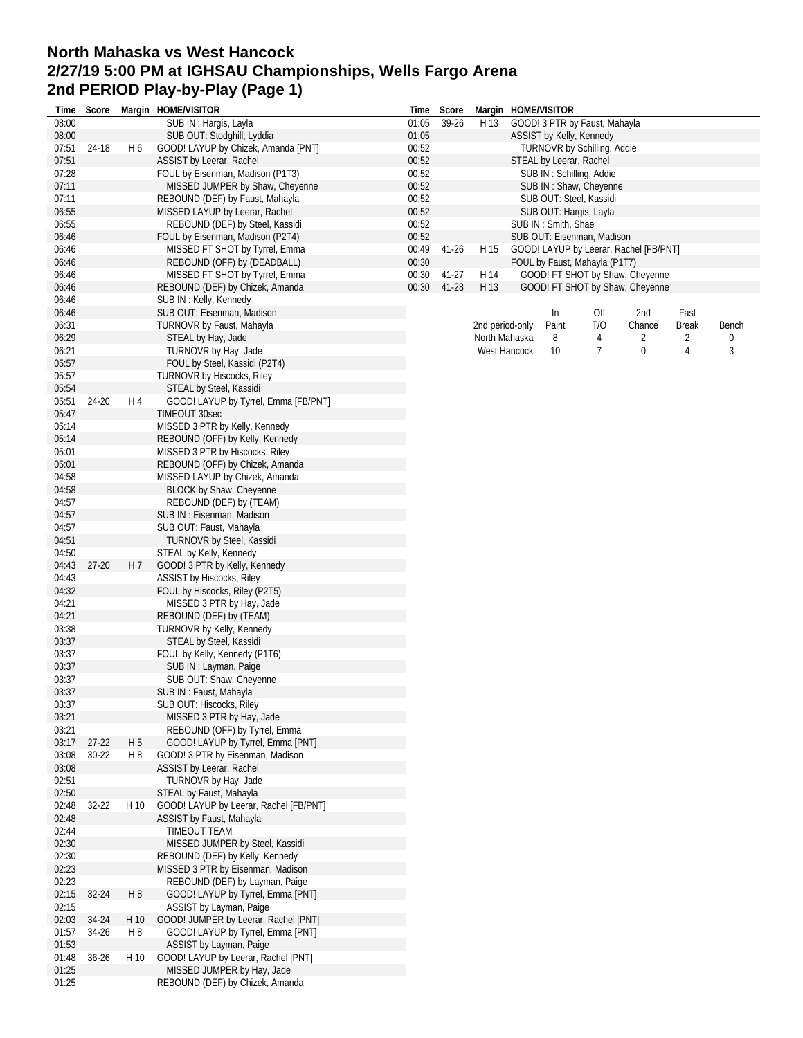# North Mahaska vs West Hancock
## 2/27/19 5:00 PM at IGHSAU Championships, Wells Fargo Arena
## 2nd PERIOD Play-by-Play (Page 1)

| Time | Score | Margin | HOME/VISITOR |
|---|---|---|---|
| 08:00 | | | SUB IN : Hargis, Layla |
| 08:00 | | | SUB OUT: Stodghill, Lyddia |
| 07:51 | 24-18 | H 6 | GOOD! LAYUP by Chizek, Amanda [PNT] |
| 07:51 | | | ASSIST by Leerar, Rachel |
| 07:28 | | | FOUL by Eisenman, Madison (P1T3) |
| 07:11 | | | MISSED JUMPER by Shaw, Cheyenne |
| 07:11 | | | REBOUND (DEF) by Faust, Mahayla |
| 06:55 | | | MISSED LAYUP by Leerar, Rachel |
| 06:55 | | | REBOUND (DEF) by Steel, Kassidi |
| 06:46 | | | FOUL by Eisenman, Madison (P2T4) |
| 06:46 | | | MISSED FT SHOT by Tyrrel, Emma |
| 06:46 | | | REBOUND (OFF) by (DEADBALL) |
| 06:46 | | | MISSED FT SHOT by Tyrrel, Emma |
| 06:46 | | | REBOUND (DEF) by Chizek, Amanda |
| 06:46 | | | SUB IN : Kelly, Kennedy |
| 06:46 | | | SUB OUT: Eisenman, Madison |
| 06:31 | | | TURNOVR by Faust, Mahayla |
| 06:29 | | | STEAL by Hay, Jade |
| 06:21 | | | TURNOVR by Hay, Jade |
| 05:57 | | | FOUL by Steel, Kassidi (P2T4) |
| 05:57 | | | TURNOVR by Hiscocks, Riley |
| 05:54 | | | STEAL by Steel, Kassidi |
| 05:51 | 24-20 | H 4 | GOOD! LAYUP by Tyrrel, Emma [FB/PNT] |
| 05:47 | | | TIMEOUT 30sec |
| 05:14 | | | MISSED 3 PTR by Kelly, Kennedy |
| 05:14 | | | REBOUND (OFF) by Kelly, Kennedy |
| 05:01 | | | MISSED 3 PTR by Hiscocks, Riley |
| 05:01 | | | REBOUND (OFF) by Chizek, Amanda |
| 04:58 | | | MISSED LAYUP by Chizek, Amanda |
| 04:58 | | | BLOCK by Shaw, Cheyenne |
| 04:57 | | | REBOUND (DEF) by (TEAM) |
| 04:57 | | | SUB IN : Eisenman, Madison |
| 04:57 | | | SUB OUT: Faust, Mahayla |
| 04:51 | | | TURNOVR by Steel, Kassidi |
| 04:50 | | | STEAL by Kelly, Kennedy |
| 04:43 | 27-20 | H 7 | GOOD! 3 PTR by Kelly, Kennedy |
| 04:43 | | | ASSIST by Hiscocks, Riley |
| 04:32 | | | FOUL by Hiscocks, Riley (P2T5) |
| 04:21 | | | MISSED 3 PTR by Hay, Jade |
| 04:21 | | | REBOUND (DEF) by (TEAM) |
| 03:38 | | | TURNOVR by Kelly, Kennedy |
| 03:37 | | | STEAL by Steel, Kassidi |
| 03:37 | | | FOUL by Kelly, Kennedy (P1T6) |
| 03:37 | | | SUB IN : Layman, Paige |
| 03:37 | | | SUB OUT: Shaw, Cheyenne |
| 03:37 | | | SUB IN : Faust, Mahayla |
| 03:37 | | | SUB OUT: Hiscocks, Riley |
| 03:21 | | | MISSED 3 PTR by Hay, Jade |
| 03:21 | | | REBOUND (OFF) by Tyrrel, Emma |
| 03:17 | 27-22 | H 5 | GOOD! LAYUP by Tyrrel, Emma [PNT] |
| 03:08 | 30-22 | H 8 | GOOD! 3 PTR by Eisenman, Madison |
| 03:08 | | | ASSIST by Leerar, Rachel |
| 02:51 | | | TURNOVR by Hay, Jade |
| 02:50 | | | STEAL by Faust, Mahayla |
| 02:48 | 32-22 | H 10 | GOOD! LAYUP by Leerar, Rachel [FB/PNT] |
| 02:48 | | | ASSIST by Faust, Mahayla |
| 02:44 | | | TIMEOUT TEAM |
| 02:30 | | | MISSED JUMPER by Steel, Kassidi |
| 02:30 | | | REBOUND (DEF) by Kelly, Kennedy |
| 02:23 | | | MISSED 3 PTR by Eisenman, Madison |
| 02:23 | | | REBOUND (DEF) by Layman, Paige |
| 02:15 | 32-24 | H 8 | GOOD! LAYUP by Tyrrel, Emma [PNT] |
| 02:15 | | | ASSIST by Layman, Paige |
| 02:03 | 34-24 | H 10 | GOOD! JUMPER by Leerar, Rachel [PNT] |
| 01:57 | 34-26 | H 8 | GOOD! LAYUP by Tyrrel, Emma [PNT] |
| 01:53 | | | ASSIST by Layman, Paige |
| 01:48 | 36-26 | H 10 | GOOD! LAYUP by Leerar, Rachel [PNT] |
| 01:25 | | | MISSED JUMPER by Hay, Jade |
| 01:25 | | | REBOUND (DEF) by Chizek, Amanda |
| 01:05 | 39-26 | H 13 | GOOD! 3 PTR by Faust, Mahayla |
| 01:05 | | | ASSIST by Kelly, Kennedy |
| 00:52 | | | TURNOVR by Schilling, Addie |
| 00:52 | | | STEAL by Leerar, Rachel |
| 00:52 | | | SUB IN : Schilling, Addie |
| 00:52 | | | SUB IN : Shaw, Cheyenne |
| 00:52 | | | SUB OUT: Steel, Kassidi |
| 00:52 | | | SUB OUT: Hargis, Layla |
| 00:52 | | | SUB IN : Smith, Shae |
| 00:52 | | | SUB OUT: Eisenman, Madison |
| 00:49 | 41-26 | H 15 | GOOD! LAYUP by Leerar, Rachel [FB/PNT] |
| 00:30 | | | FOUL by Faust, Mahayla (P1T7) |
| 00:30 | 41-27 | H 14 | GOOD! FT SHOT by Shaw, Cheyenne |
| 00:30 | 41-28 | H 13 | GOOD! FT SHOT by Shaw, Cheyenne |

| 2nd period-only | In Paint | Off T/O | 2nd Chance | Fast Break | Bench |
|---|---|---|---|---|---|
| North Mahaska | 8 | 4 | 2 | 2 | 0 |
| West Hancock | 10 | 7 | 0 | 4 | 3 |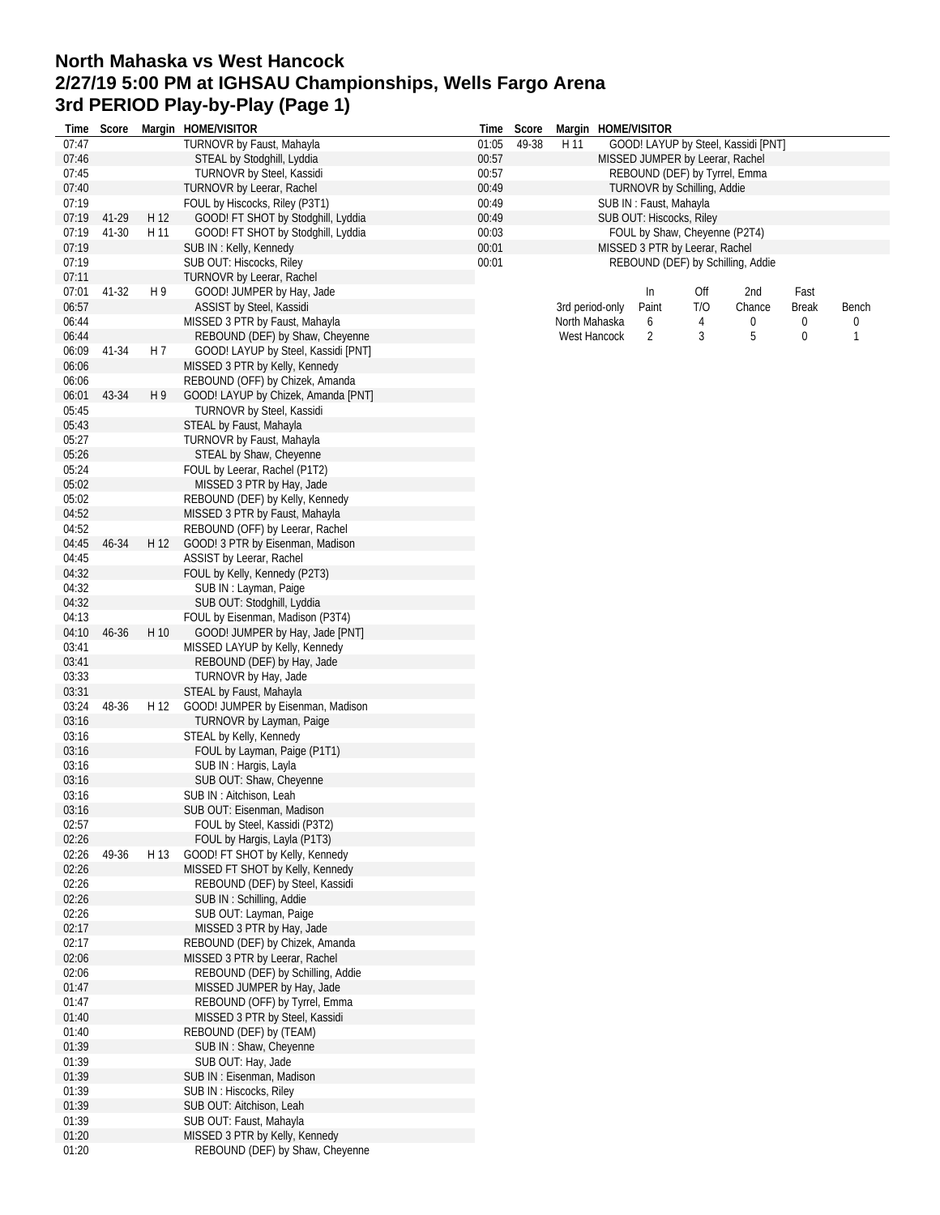# North Mahaska vs West Hancock
# 2/27/19 5:00 PM at IGHSAU Championships, Wells Fargo Arena
# 3rd PERIOD Play-by-Play (Page 1)

| Time | Score | Margin | HOME/VISITOR |
|---|---|---|---|
| 07:47 | | | TURNOVR by Faust, Mahayla |
| 07:46 | | | STEAL by Stodghill, Lyddia |
| 07:45 | | | TURNOVR by Steel, Kassidi |
| 07:40 | | | TURNOVR by Leerar, Rachel |
| 07:19 | | | FOUL by Hiscocks, Riley (P3T1) |
| 07:19 | 41-29 | H 12 | GOOD! FT SHOT by Stodghill, Lyddia |
| 07:19 | 41-30 | H 11 | GOOD! FT SHOT by Stodghill, Lyddia |
| 07:19 | | | SUB IN : Kelly, Kennedy |
| 07:19 | | | SUB OUT: Hiscocks, Riley |
| 07:11 | | | TURNOVR by Leerar, Rachel |
| 07:01 | 41-32 | H 9 | GOOD! JUMPER by Hay, Jade |
| 06:57 | | | ASSIST by Steel, Kassidi |
| 06:44 | | | MISSED 3 PTR by Faust, Mahayla |
| 06:44 | | | REBOUND (DEF) by Shaw, Cheyenne |
| 06:09 | 41-34 | H 7 | GOOD! LAYUP by Steel, Kassidi [PNT] |
| 06:06 | | | MISSED 3 PTR by Kelly, Kennedy |
| 06:06 | | | REBOUND (OFF) by Chizek, Amanda |
| 06:01 | 43-34 | H 9 | GOOD! LAYUP by Chizek, Amanda [PNT] |
| 05:45 | | | TURNOVR by Steel, Kassidi |
| 05:43 | | | STEAL by Faust, Mahayla |
| 05:27 | | | TURNOVR by Faust, Mahayla |
| 05:26 | | | STEAL by Shaw, Cheyenne |
| 05:24 | | | FOUL by Leerar, Rachel (P1T2) |
| 05:02 | | | MISSED 3 PTR by Hay, Jade |
| 05:02 | | | REBOUND (DEF) by Kelly, Kennedy |
| 04:52 | | | MISSED 3 PTR by Faust, Mahayla |
| 04:52 | | | REBOUND (OFF) by Leerar, Rachel |
| 04:45 | 46-34 | H 12 | GOOD! 3 PTR by Eisenman, Madison |
| 04:45 | | | ASSIST by Leerar, Rachel |
| 04:32 | | | FOUL by Kelly, Kennedy (P2T3) |
| 04:32 | | | SUB IN : Layman, Paige |
| 04:32 | | | SUB OUT: Stodghill, Lyddia |
| 04:13 | | | FOUL by Eisenman, Madison (P3T4) |
| 04:10 | 46-36 | H 10 | GOOD! JUMPER by Hay, Jade [PNT] |
| 03:41 | | | MISSED LAYUP by Kelly, Kennedy |
| 03:41 | | | REBOUND (DEF) by Hay, Jade |
| 03:33 | | | TURNOVR by Hay, Jade |
| 03:31 | | | STEAL by Faust, Mahayla |
| 03:24 | 48-36 | H 12 | GOOD! JUMPER by Eisenman, Madison |
| 03:16 | | | TURNOVR by Layman, Paige |
| 03:16 | | | STEAL by Kelly, Kennedy |
| 03:16 | | | FOUL by Layman, Paige (P1T1) |
| 03:16 | | | SUB IN : Hargis, Layla |
| 03:16 | | | SUB OUT: Shaw, Cheyenne |
| 03:16 | | | SUB IN : Aitchison, Leah |
| 03:16 | | | SUB OUT: Eisenman, Madison |
| 02:57 | | | FOUL by Steel, Kassidi (P3T2) |
| 02:26 | | | FOUL by Hargis, Layla (P1T3) |
| 02:26 | 49-36 | H 13 | GOOD! FT SHOT by Kelly, Kennedy |
| 02:26 | | | MISSED FT SHOT by Kelly, Kennedy |
| 02:26 | | | REBOUND (DEF) by Steel, Kassidi |
| 02:26 | | | SUB IN : Schilling, Addie |
| 02:26 | | | SUB OUT: Layman, Paige |
| 02:17 | | | MISSED 3 PTR by Hay, Jade |
| 02:17 | | | REBOUND (DEF) by Chizek, Amanda |
| 02:06 | | | MISSED 3 PTR by Leerar, Rachel |
| 02:06 | | | REBOUND (DEF) by Schilling, Addie |
| 01:47 | | | MISSED JUMPER by Hay, Jade |
| 01:47 | | | REBOUND (OFF) by Tyrrel, Emma |
| 01:40 | | | MISSED 3 PTR by Steel, Kassidi |
| 01:40 | | | REBOUND (DEF) by (TEAM) |
| 01:39 | | | SUB IN : Shaw, Cheyenne |
| 01:39 | | | SUB OUT: Hay, Jade |
| 01:39 | | | SUB IN : Eisenman, Madison |
| 01:39 | | | SUB IN : Hiscocks, Riley |
| 01:39 | | | SUB OUT: Aitchison, Leah |
| 01:39 | | | SUB OUT: Faust, Mahayla |
| 01:20 | | | MISSED 3 PTR by Kelly, Kennedy |
| 01:20 | | | REBOUND (DEF) by Shaw, Cheyenne |
| 01:05 | 49-38 | H 11 | GOOD! LAYUP by Steel, Kassidi [PNT] |
| 00:57 | | | MISSED JUMPER by Leerar, Rachel |
| 00:57 | | | REBOUND (DEF) by Tyrrel, Emma |
| 00:49 | | | TURNOVR by Schilling, Addie |
| 00:49 | | | SUB IN : Faust, Mahayla |
| 00:49 | | | SUB OUT: Hiscocks, Riley |
| 00:03 | | | FOUL by Shaw, Cheyenne (P2T4) |
| 00:01 | | | MISSED 3 PTR by Leerar, Rachel |
| 00:01 | | | REBOUND (DEF) by Schilling, Addie |

| 3rd period-only | In Paint | Off T/O | 2nd Chance | Fast Break | Bench |
|---|---|---|---|---|---|
| North Mahaska | 6 | 4 | 0 | 0 | 0 |
| West Hancock | 2 | 3 | 5 | 0 | 1 |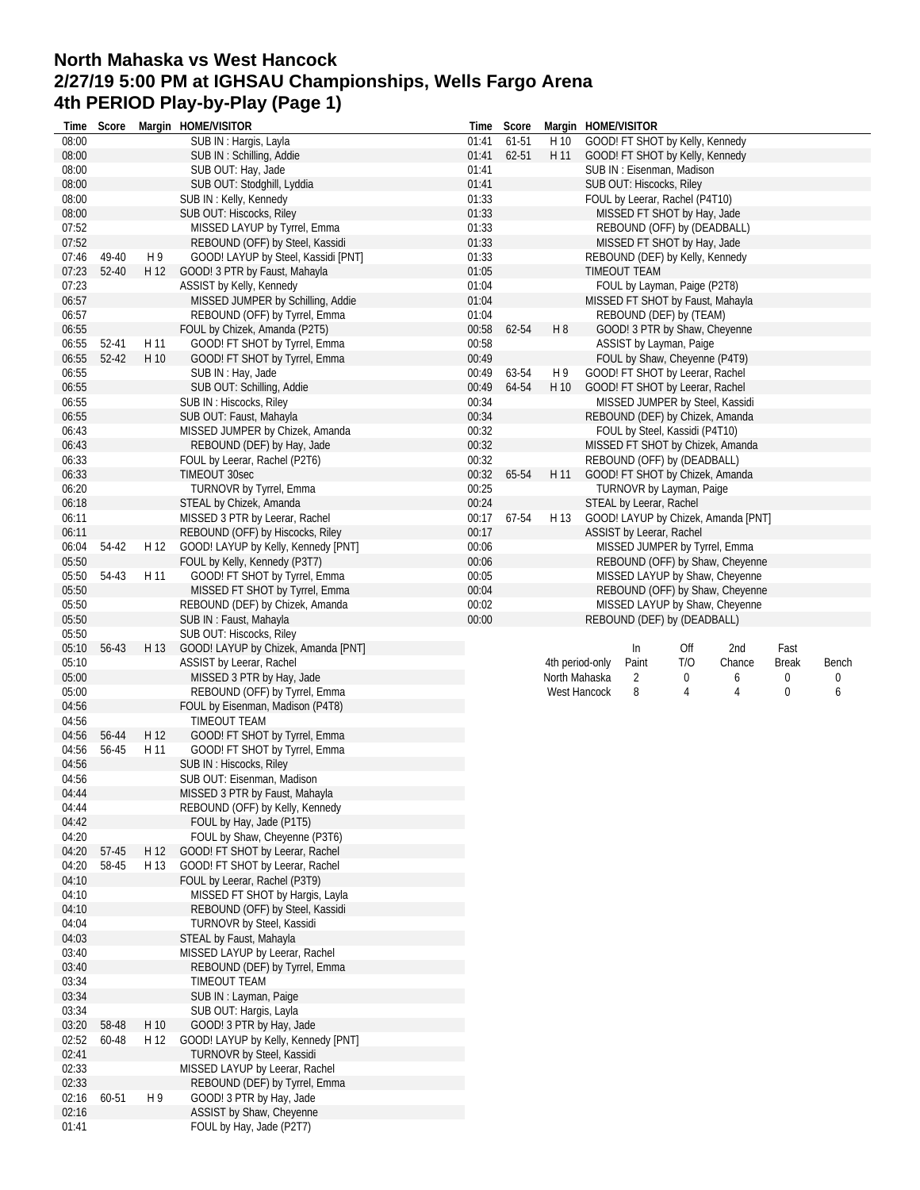# North Mahaska vs West Hancock
## 2/27/19 5:00 PM at IGHSAU Championships, Wells Fargo Arena
## 4th PERIOD Play-by-Play (Page 1)

| Time | Score | Margin | HOME/VISITOR |
|---|---|---|---|
| 08:00 | | | SUB IN : Hargis, Layla |
| 08:00 | | | SUB IN : Schilling, Addie |
| 08:00 | | | SUB OUT: Hay, Jade |
| 08:00 | | | SUB OUT: Stodghill, Lyddia |
| 08:00 | | | SUB IN : Kelly, Kennedy |
| 08:00 | | | SUB OUT: Hiscocks, Riley |
| 07:52 | | | MISSED LAYUP by Tyrrel, Emma |
| 07:52 | | | REBOUND (OFF) by Steel, Kassidi |
| 07:46 | 49-40 | H 9 | GOOD! LAYUP by Steel, Kassidi [PNT] |
| 07:23 | 52-40 | H 12 | GOOD! 3 PTR by Faust, Mahayla |
| 07:23 | | | ASSIST by Kelly, Kennedy |
| 06:57 | | | MISSED JUMPER by Schilling, Addie |
| 06:57 | | | REBOUND (OFF) by Tyrrel, Emma |
| 06:55 | | | FOUL by Chizek, Amanda (P2T5) |
| 06:55 | 52-41 | H 11 | GOOD! FT SHOT by Tyrrel, Emma |
| 06:55 | 52-42 | H 10 | GOOD! FT SHOT by Tyrrel, Emma |
| 06:55 | | | SUB IN : Hay, Jade |
| 06:55 | | | SUB OUT: Schilling, Addie |
| 06:55 | | | SUB IN : Hiscocks, Riley |
| 06:55 | | | SUB OUT: Faust, Mahayla |
| 06:43 | | | MISSED JUMPER by Chizek, Amanda |
| 06:43 | | | REBOUND (DEF) by Hay, Jade |
| 06:33 | | | FOUL by Leerar, Rachel (P2T6) |
| 06:33 | | | TIMEOUT 30sec |
| 06:20 | | | TURNOVR by Tyrrel, Emma |
| 06:18 | | | STEAL by Chizek, Amanda |
| 06:11 | | | MISSED 3 PTR by Leerar, Rachel |
| 06:11 | | | REBOUND (OFF) by Hiscocks, Riley |
| 06:04 | 54-42 | H 12 | GOOD! LAYUP by Kelly, Kennedy [PNT] |
| 05:50 | | | FOUL by Kelly, Kennedy (P3T7) |
| 05:50 | 54-43 | H 11 | GOOD! FT SHOT by Tyrrel, Emma |
| 05:50 | | | MISSED FT SHOT by Tyrrel, Emma |
| 05:50 | | | REBOUND (DEF) by Chizek, Amanda |
| 05:50 | | | SUB IN : Faust, Mahayla |
| 05:50 | | | SUB OUT: Hiscocks, Riley |
| 05:10 | 56-43 | H 13 | GOOD! LAYUP by Chizek, Amanda [PNT] |
| 05:10 | | | ASSIST by Leerar, Rachel |
| 05:00 | | | MISSED 3 PTR by Hay, Jade |
| 05:00 | | | REBOUND (OFF) by Tyrrel, Emma |
| 04:56 | | | FOUL by Eisenman, Madison (P4T8) |
| 04:56 | | | TIMEOUT TEAM |
| 04:56 | 56-44 | H 12 | GOOD! FT SHOT by Tyrrel, Emma |
| 04:56 | 56-45 | H 11 | GOOD! FT SHOT by Tyrrel, Emma |
| 04:56 | | | SUB IN : Hiscocks, Riley |
| 04:56 | | | SUB OUT: Eisenman, Madison |
| 04:44 | | | MISSED 3 PTR by Faust, Mahayla |
| 04:44 | | | REBOUND (OFF) by Kelly, Kennedy |
| 04:42 | | | FOUL by Hay, Jade (P1T5) |
| 04:20 | | | FOUL by Shaw, Cheyenne (P3T6) |
| 04:20 | 57-45 | H 12 | GOOD! FT SHOT by Leerar, Rachel |
| 04:20 | 58-45 | H 13 | GOOD! FT SHOT by Leerar, Rachel |
| 04:10 | | | FOUL by Leerar, Rachel (P3T9) |
| 04:10 | | | MISSED FT SHOT by Hargis, Layla |
| 04:10 | | | REBOUND (OFF) by Steel, Kassidi |
| 04:04 | | | TURNOVR by Steel, Kassidi |
| 04:03 | | | STEAL by Faust, Mahayla |
| 03:40 | | | MISSED LAYUP by Leerar, Rachel |
| 03:40 | | | REBOUND (DEF) by Tyrrel, Emma |
| 03:34 | | | TIMEOUT TEAM |
| 03:34 | | | SUB IN : Layman, Paige |
| 03:34 | | | SUB OUT: Hargis, Layla |
| 03:20 | 58-48 | H 10 | GOOD! 3 PTR by Hay, Jade |
| 02:52 | 60-48 | H 12 | GOOD! LAYUP by Kelly, Kennedy [PNT] |
| 02:41 | | | TURNOVR by Steel, Kassidi |
| 02:33 | | | MISSED LAYUP by Leerar, Rachel |
| 02:33 | | | REBOUND (DEF) by Tyrrel, Emma |
| 02:16 | 60-51 | H 9 | GOOD! 3 PTR by Hay, Jade |
| 02:16 | | | ASSIST by Shaw, Cheyenne |
| 01:41 | | | FOUL by Hay, Jade (P2T7) |
| 01:41 | 61-51 | H 10 | GOOD! FT SHOT by Kelly, Kennedy |
| 01:41 | 62-51 | H 11 | GOOD! FT SHOT by Kelly, Kennedy |
| 01:41 | | | SUB IN : Eisenman, Madison |
| 01:41 | | | SUB OUT: Hiscocks, Riley |
| 01:33 | | | FOUL by Leerar, Rachel (P4T10) |
| 01:33 | | | MISSED FT SHOT by Hay, Jade |
| 01:33 | | | REBOUND (OFF) by (DEADBALL) |
| 01:33 | | | MISSED FT SHOT by Hay, Jade |
| 01:33 | | | REBOUND (DEF) by Kelly, Kennedy |
| 01:05 | | | TIMEOUT TEAM |
| 01:04 | | | FOUL by Layman, Paige (P2T8) |
| 01:04 | | | MISSED FT SHOT by Faust, Mahayla |
| 01:04 | | | REBOUND (DEF) by (TEAM) |
| 00:58 | 62-54 | H 8 | GOOD! 3 PTR by Shaw, Cheyenne |
| 00:58 | | | ASSIST by Layman, Paige |
| 00:49 | | | FOUL by Shaw, Cheyenne (P4T9) |
| 00:49 | 63-54 | H 9 | GOOD! FT SHOT by Leerar, Rachel |
| 00:49 | 64-54 | H 10 | GOOD! FT SHOT by Leerar, Rachel |
| 00:34 | | | MISSED JUMPER by Steel, Kassidi |
| 00:34 | | | REBOUND (DEF) by Chizek, Amanda |
| 00:32 | | | FOUL by Steel, Kassidi (P4T10) |
| 00:32 | | | MISSED FT SHOT by Chizek, Amanda |
| 00:32 | | | REBOUND (OFF) by (DEADBALL) |
| 00:32 | 65-54 | H 11 | GOOD! FT SHOT by Chizek, Amanda |
| 00:25 | | | TURNOVR by Layman, Paige |
| 00:24 | | | STEAL by Leerar, Rachel |
| 00:17 | 67-54 | H 13 | GOOD! LAYUP by Chizek, Amanda [PNT] |
| 00:17 | | | ASSIST by Leerar, Rachel |
| 00:06 | | | MISSED JUMPER by Tyrrel, Emma |
| 00:06 | | | REBOUND (OFF) by Shaw, Cheyenne |
| 00:05 | | | MISSED LAYUP by Shaw, Cheyenne |
| 00:04 | | | REBOUND (OFF) by Shaw, Cheyenne |
| 00:02 | | | MISSED LAYUP by Shaw, Cheyenne |
| 00:00 | | | REBOUND (DEF) by (DEADBALL) |

| 4th period-only | In Paint | Off T/O | 2nd Chance | Fast Break | Bench |
|---|---|---|---|---|---|
| North Mahaska | 2 | 0 | 6 | 0 | 0 |
| West Hancock | 8 | 4 | 4 | 0 | 6 |